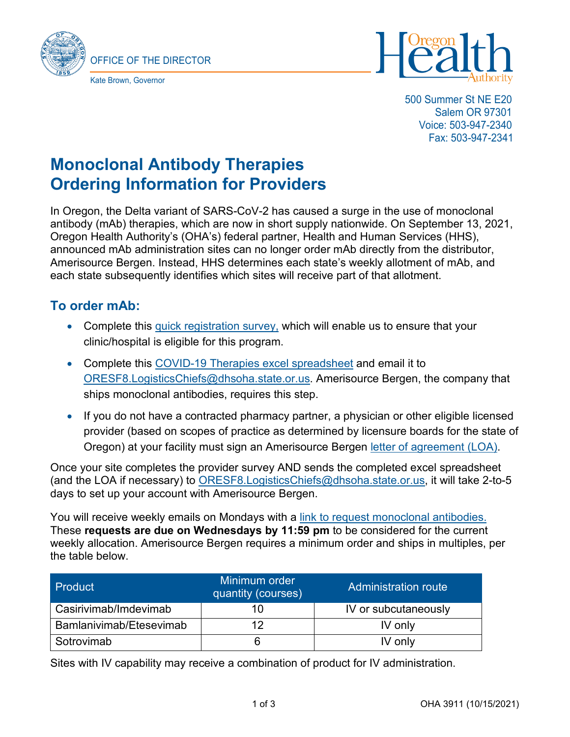OFFICE OF THE DIRECTOR

Kate Brown, Governor

Oregon Health Authority

500 Summer St NE E20
Salem OR 97301
Voice: 503-947-2340
Fax: 503-947-2341

# Monoclonal Antibody Therapies Ordering Information for Providers

In Oregon, the Delta variant of SARS-CoV-2 has caused a surge in the use of monoclonal antibody (mAb) therapies, which are now in short supply nationwide. On September 13, 2021, Oregon Health Authority's (OHA's) federal partner, Health and Human Services (HHS), announced mAb administration sites can no longer order mAb directly from the distributor, Amerisource Bergen. Instead, HHS determines each state's weekly allotment of mAb, and each state subsequently identifies which sites will receive part of that allotment.

## To order mAb:

- Complete this quick registration survey, which will enable us to ensure that your clinic/hospital is eligible for this program.
- Complete this COVID-19 Therapies excel spreadsheet and email it to ORESF8.LogisticsChiefs@dhsoha.state.or.us. Amerisource Bergen, the company that ships monoclonal antibodies, requires this step.
- If you do not have a contracted pharmacy partner, a physician or other eligible licensed provider (based on scopes of practice as determined by licensure boards for the state of Oregon) at your facility must sign an Amerisource Bergen letter of agreement (LOA).

Once your site completes the provider survey AND sends the completed excel spreadsheet (and the LOA if necessary) to ORESF8.LogisticsChiefs@dhsoha.state.or.us, it will take 2-to-5 days to set up your account with Amerisource Bergen.

You will receive weekly emails on Mondays with a link to request monoclonal antibodies. These **requests are due on Wednesdays by 11:59 pm** to be considered for the current weekly allocation. Amerisource Bergen requires a minimum order and ships in multiples, per the table below.

| Product | Minimum order quantity (courses) | Administration route |
|---|---|---|
| Casirivimab/Imdevimab | 10 | IV or subcutaneously |
| Bamlanivimab/Etesevimab | 12 | IV only |
| Sotrovimab | 6 | IV only |

Sites with IV capability may receive a combination of product for IV administration.

OHA 3911 (10/15/2021)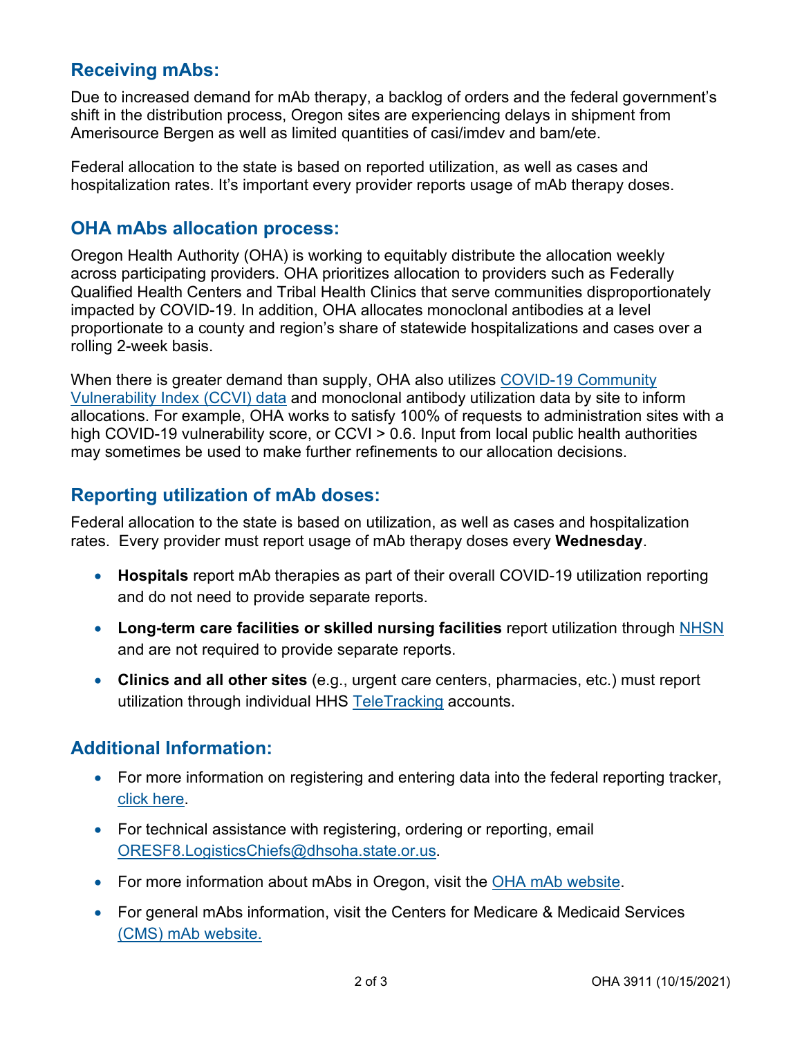## Receiving mAbs:

Due to increased demand for mAb therapy, a backlog of orders and the federal government's shift in the distribution process, Oregon sites are experiencing delays in shipment from Amerisource Bergen as well as limited quantities of casi/imdev and bam/ete.

Federal allocation to the state is based on reported utilization, as well as cases and hospitalization rates. It's important every provider reports usage of mAb therapy doses.

## OHA mAbs allocation process:

Oregon Health Authority (OHA) is working to equitably distribute the allocation weekly across participating providers. OHA prioritizes allocation to providers such as Federally Qualified Health Centers and Tribal Health Clinics that serve communities disproportionately impacted by COVID-19. In addition, OHA allocates monoclonal antibodies at a level proportionate to a county and region's share of statewide hospitalizations and cases over a rolling 2-week basis.

When there is greater demand than supply, OHA also utilizes COVID-19 Community Vulnerability Index (CCVI) data and monoclonal antibody utilization data by site to inform allocations. For example, OHA works to satisfy 100% of requests to administration sites with a high COVID-19 vulnerability score, or CCVI > 0.6. Input from local public health authorities may sometimes be used to make further refinements to our allocation decisions.

## Reporting utilization of mAb doses:

Federal allocation to the state is based on utilization, as well as cases and hospitalization rates. Every provider must report usage of mAb therapy doses every **Wednesday**.

- **Hospitals** report mAb therapies as part of their overall COVID-19 utilization reporting and do not need to provide separate reports.
- **Long-term care facilities or skilled nursing facilities** report utilization through NHSN and are not required to provide separate reports.
- **Clinics and all other sites** (e.g., urgent care centers, pharmacies, etc.) must report utilization through individual HHS TeleTracking accounts.

## Additional Information:

- For more information on registering and entering data into the federal reporting tracker, click here.
- For technical assistance with registering, ordering or reporting, email ORESF8.LogisticsChiefs@dhsoha.state.or.us.
- For more information about mAbs in Oregon, visit the OHA mAb website.
- For general mAbs information, visit the Centers for Medicare & Medicaid Services (CMS) mAb website.

OHA 3911 (10/15/2021)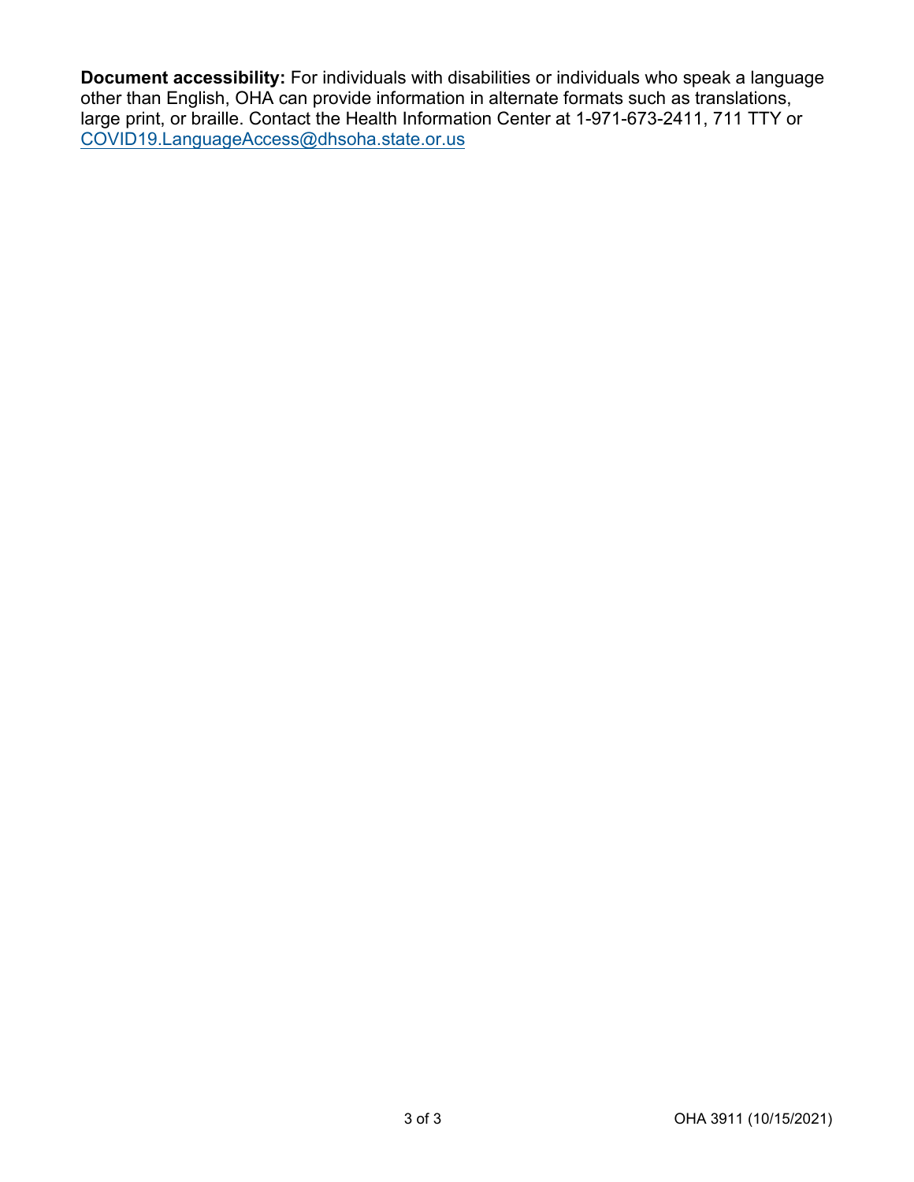**Document accessibility:** For individuals with disabilities or individuals who speak a language other than English, OHA can provide information in alternate formats such as translations, large print, or braille. Contact the Health Information Center at 1-971-673-2411, 711 TTY or COVID19.LanguageAccess@dhsoha.state.or.us